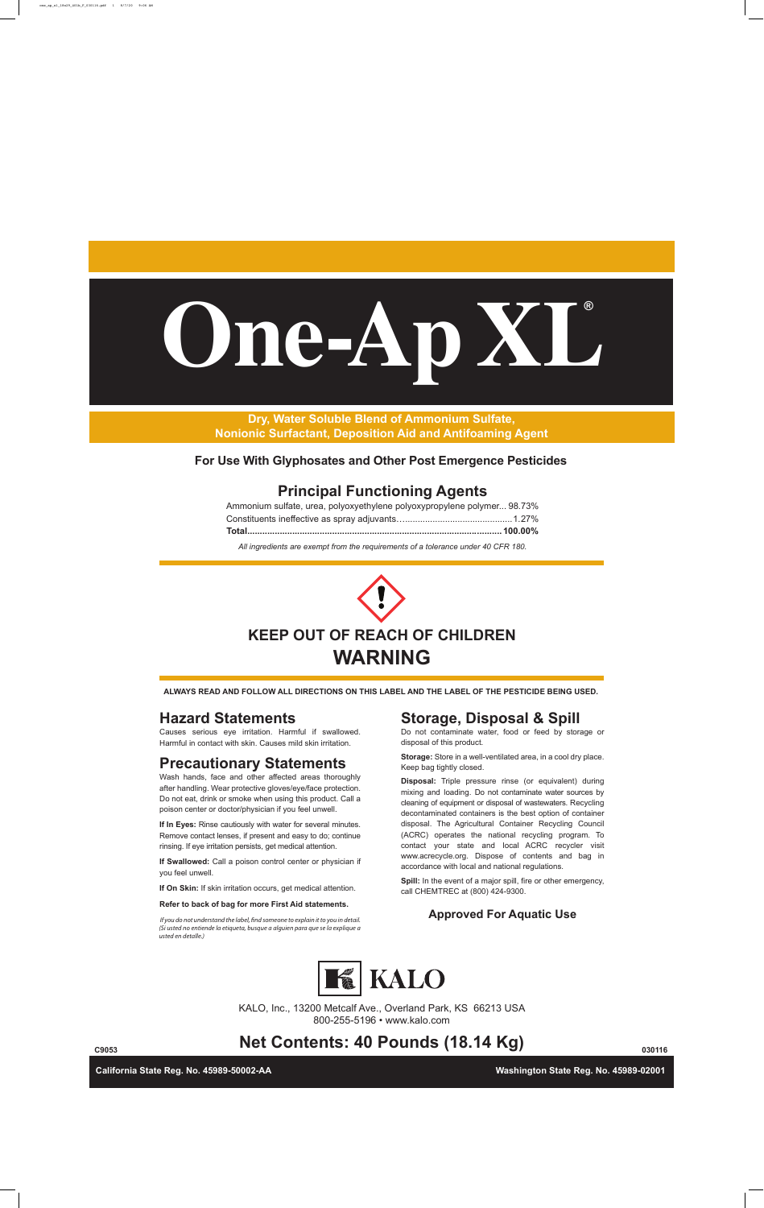# One-Ap XL®

**Dry, Water Soluble Blend of Ammonium Sulfate, Nonionic Surfactant, Deposition Aid and Antifoaming Agent**

**For Use With Glyphosates and Other Post Emergence Pesticides**

## Principal Functioning Agents

Ammonium sulfate, urea, polyoxyethylene polyoxypropylene polymer... 98.73%
Constituents ineffective as spray adjuvants.............................................1.27%
**Total.....................................................................................................100.00%**

*All ingredients are exempt from the requirements of a tolerance under 40 CFR 180.*

**KEEP OUT OF REACH OF CHILDREN**

**WARNING**

**ALWAYS READ AND FOLLOW ALL DIRECTIONS ON THIS LABEL AND THE LABEL OF THE PESTICIDE BEING USED.**

## Hazard Statements

Causes serious eye irritation. Harmful if swallowed. Harmful in contact with skin. Causes mild skin irritation.

## Precautionary Statements

Wash hands, face and other affected areas thoroughly after handling. Wear protective gloves/eye/face protection. Do not eat, drink or smoke when using this product. Call a poison center or doctor/physician if you feel unwell.

**If In Eyes:** Rinse cautiously with water for several minutes. Remove contact lenses, if present and easy to do; continue rinsing. If eye irritation persists, get medical attention.

**If Swallowed:** Call a poison control center or physician if you feel unwell.

**If On Skin:** If skin irritation occurs, get medical attention.

**Refer to back of bag for more First Aid statements.**

*If you do not understand the label, find someone to explain it to you in detail. (Si usted no entiende la etiqueta, busque a alguien para que se la explique a usted en detalle.)*

## Storage, Disposal & Spill

Do not contaminate water, food or feed by storage or disposal of this product.

**Storage:** Store in a well-ventilated area, in a cool dry place. Keep bag tightly closed.

**Disposal:** Triple pressure rinse (or equivalent) during mixing and loading. Do not contaminate water sources by cleaning of equipment or disposal of wastewaters. Recycling decontaminated containers is the best option of container disposal. The Agricultural Container Recycling Council (ACRC) operates the national recycling program. To contact your state and local ACRC recycler visit www.acrecycle.org. Dispose of contents and bag in accordance with local and national regulations.

**Spill:** In the event of a major spill, fire or other emergency, call CHEMTREC at (800) 424-9300.

**Approved For Aquatic Use**

KALO

KALO, Inc., 13200 Metcalf Ave., Overland Park, KS 66213 USA
800-255-5196 • www.kalo.com

C9053

## Net Contents: 40 Pounds (18.14 Kg)

030116

**California State Reg. No. 45989-50002-AA**

**Washington State Reg. No. 45989-02001**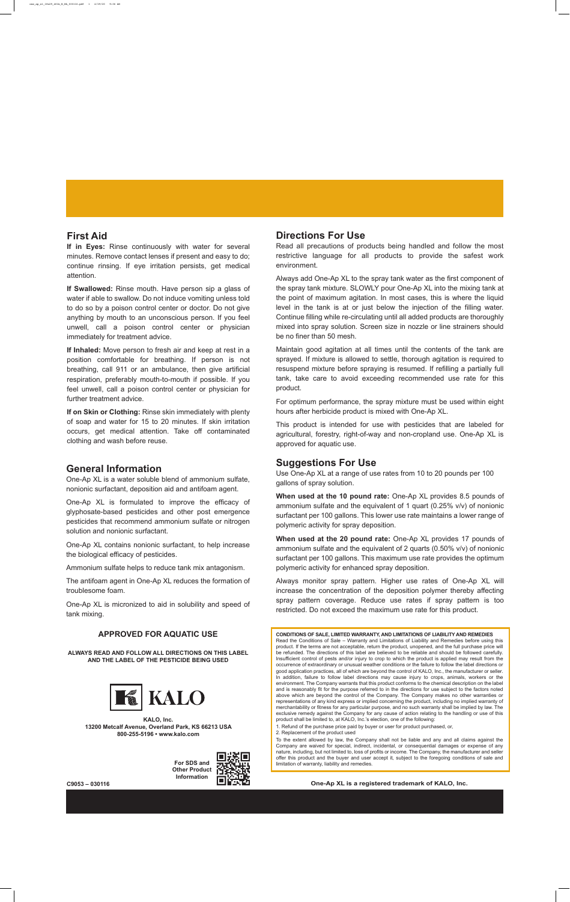## First Aid

**If in Eyes:** Rinse continuously with water for several minutes. Remove contact lenses if present and easy to do; continue rinsing. If eye irritation persists, get medical attention.

**If Swallowed:** Rinse mouth. Have person sip a glass of water if able to swallow. Do not induce vomiting unless told to do so by a poison control center or doctor. Do not give anything by mouth to an unconscious person. If you feel unwell, call a poison control center or physician immediately for treatment advice.

**If Inhaled:** Move person to fresh air and keep at rest in a position comfortable for breathing. If person is not breathing, call 911 or an ambulance, then give artificial respiration, preferably mouth-to-mouth if possible. If you feel unwell, call a poison control center or physician for further treatment advice.

**If on Skin or Clothing:** Rinse skin immediately with plenty of soap and water for 15 to 20 minutes. If skin irritation occurs, get medical attention. Take off contaminated clothing and wash before reuse.

## General Information

One-Ap XL is a water soluble blend of ammonium sulfate, nonionic surfactant, deposition aid and antifoam agent.

One-Ap XL is formulated to improve the efficacy of glyphosate-based pesticides and other post emergence pesticides that recommend ammonium sulfate or nitrogen solution and nonionic surfactant.

One-Ap XL contains nonionic surfactant, to help increase the biological efficacy of pesticides.

Ammonium sulfate helps to reduce tank mix antagonism.

The antifoam agent in One-Ap XL reduces the formation of troublesome foam.

One-Ap XL is micronized to aid in solubility and speed of tank mixing.

**APPROVED FOR AQUATIC USE**

**ALWAYS READ AND FOLLOW ALL DIRECTIONS ON THIS LABEL AND THE LABEL OF THE PESTICIDE BEING USED**

KALO

**KALO, Inc.**
**13200 Metcalf Avenue, Overland Park, KS 66213 USA**
**800-255-5196 • www.kalo.com**

**For SDS and Other Product Information**

**C9053 – 030116**

## Directions For Use

Read all precautions of products being handled and follow the most restrictive language for all products to provide the safest work environment.

Always add One-Ap XL to the spray tank water as the first component of the spray tank mixture. SLOWLY pour One-Ap XL into the mixing tank at the point of maximum agitation. In most cases, this is where the liquid level in the tank is at or just below the injection of the filling water. Continue filling while re-circulating until all added products are thoroughly mixed into spray solution. Screen size in nozzle or line strainers should be no finer than 50 mesh.

Maintain good agitation at all times until the contents of the tank are sprayed. If mixture is allowed to settle, thorough agitation is required to resuspend mixture before spraying is resumed. If refilling a partially full tank, take care to avoid exceeding recommended use rate for this product.

For optimum performance, the spray mixture must be used within eight hours after herbicide product is mixed with One-Ap XL.

This product is intended for use with pesticides that are labeled for agricultural, forestry, right-of-way and non-cropland use. One-Ap XL is approved for aquatic use.

## Suggestions For Use

Use One-Ap XL at a range of use rates from 10 to 20 pounds per 100 gallons of spray solution.

**When used at the 10 pound rate:** One-Ap XL provides 8.5 pounds of ammonium sulfate and the equivalent of 1 quart (0.25% v/v) of nonionic surfactant per 100 gallons. This lower use rate maintains a lower range of polymeric activity for spray deposition.

**When used at the 20 pound rate:** One-Ap XL provides 17 pounds of ammonium sulfate and the equivalent of 2 quarts (0.50% v/v) of nonionic surfactant per 100 gallons. This maximum use rate provides the optimum polymeric activity for enhanced spray deposition.

Always monitor spray pattern. Higher use rates of One-Ap XL will increase the concentration of the deposition polymer thereby affecting spray pattern coverage. Reduce use rates if spray pattern is too restricted. Do not exceed the maximum use rate for this product.

**CONDITIONS OF SALE, LIMITED WARRANTY, AND LIMITATIONS OF LIABILITY AND REMEDIES**

Read the Conditions of Sale – Warranty and Limitations of Liability and Remedies before using this product. If the terms are not acceptable, return the product, unopened, and the full purchase price will be refunded. The directions of this label are believed to be reliable and should be followed carefully. Insufficient control of pests and/or injury to crop to which the product is applied may result from the occurrence of extraordinary or unusual weather conditions or the failure to follow the label directions or good application practices, all of which are beyond the control of KALO, Inc., the manufacturer or seller. In addition, failure to follow label directions may cause injury to crops, animals, workers or the environment. The Company warrants that this product conforms to the chemical description on the label and is reasonably fit for the purpose referred to in the directions for use subject to the factors noted above which are beyond the control of the Company. The Company makes no other warranties or representations of any kind express or implied concerning the product, including no implied warranty of merchantability or fitness for any particular purpose, and no such warranty shall be implied by law. The exclusive remedy against the Company for any cause of action relating to the handling or use of this product shall be limited to, at KALO, Inc.'s election, one of the following:

1. Refund of the purchase price paid by buyer or user for product purchased, or,
2. Replacement of the product used

To the extent allowed by law, the Company shall not be liable and any and all claims against the Company are waived for special, indirect, incidental, or consequential damages or expense of any nature, including, but not limited to, loss of profits or income. The Company, the manufacturer and seller offer this product and the buyer and user accept it, subject to the foregoing conditions of sale and limitation of warranty, liability and remedies.

**One-Ap XL is a registered trademark of KALO, Inc.**